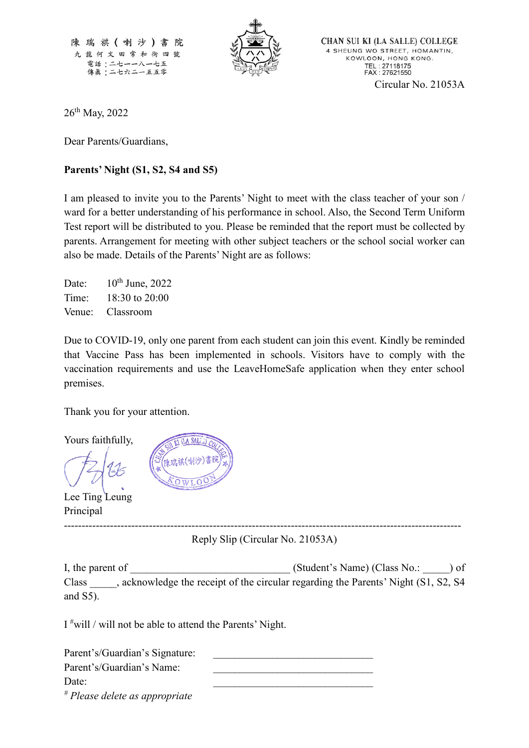陳瑞祺(喇沙)書院
九龍何文田常和街四號
電話：二七一一八一七五
傳真：二七六二一五五零

CHAN SUI KI (LA SALLE) COLLEGE
4 SHEUNG WO STREET, HOMANTIN,
KOWLOON, HONG KONG.
TEL : 27118175
FAX : 27621550

Circular No. 21053A

26th May, 2022

Dear Parents/Guardians,

**Parents' Night (S1, S2, S4 and S5)**

I am pleased to invite you to the Parents' Night to meet with the class teacher of your son / ward for a better understanding of his performance in school. Also, the Second Term Uniform Test report will be distributed to you. Please be reminded that the report must be collected by parents. Arrangement for meeting with other subject teachers or the school social worker can also be made. Details of the Parents' Night are as follows:

Date: 10th June, 2022
Time: 18:30 to 20:00
Venue: Classroom

Due to COVID-19, only one parent from each student can join this event. Kindly be reminded that Vaccine Pass has been implemented in schools. Visitors have to comply with the vaccination requirements and use the LeaveHomeSafe application when they enter school premises.

Thank you for your attention.

Yours faithfully,

Lee Ting Leung
Principal

---

Reply Slip (Circular No. 21053A)

I, the parent of ______________________________ (Student's Name) (Class No.: _____) of Class _____, acknowledge the receipt of the circular regarding the Parents' Night (S1, S2, S4 and S5).

I #will / will not be able to attend the Parents' Night.

Parent's/Guardian's Signature: ______________________________
Parent's/Guardian's Name: ______________________________
Date: ______________________________

# *Please delete as appropriate*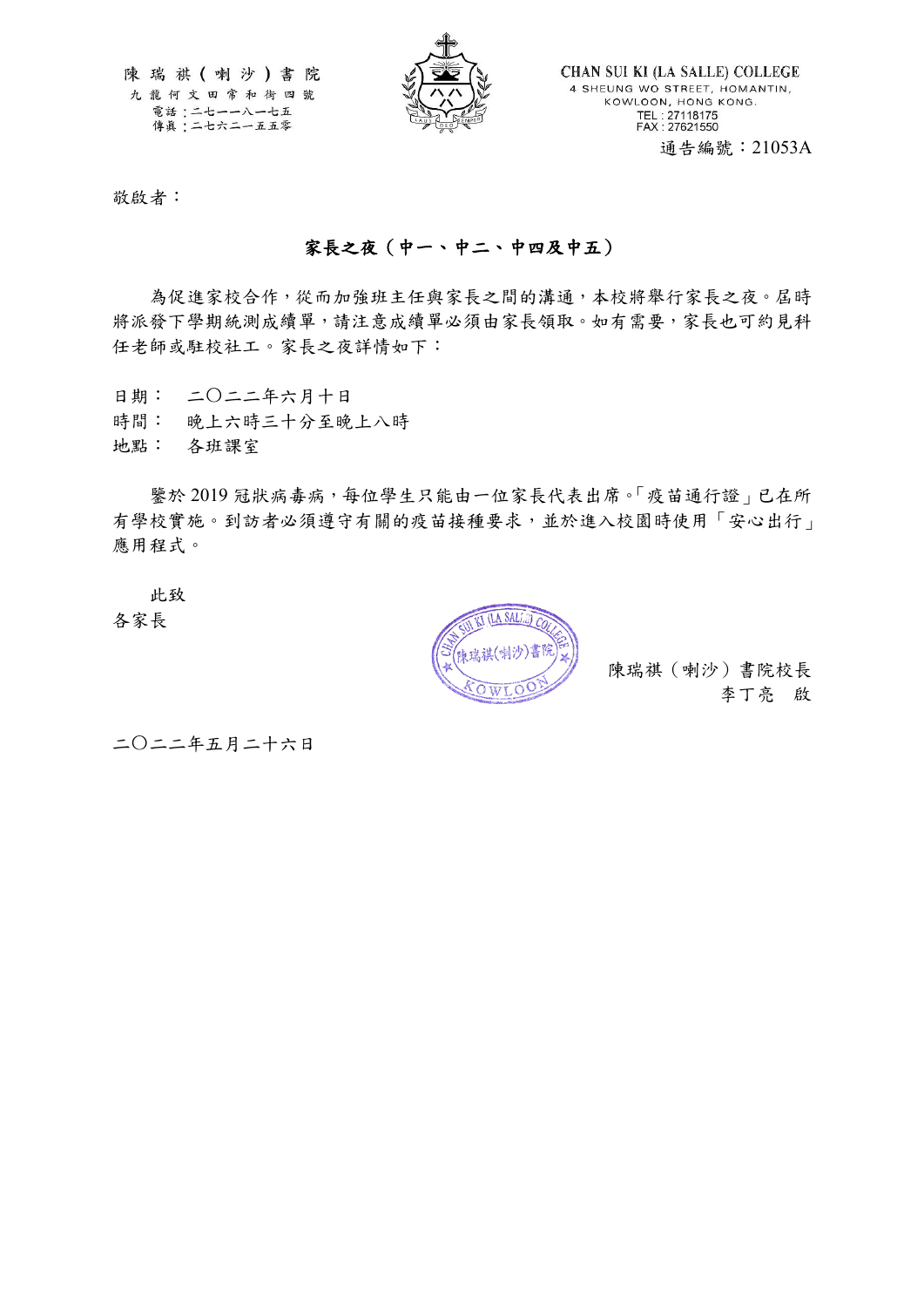陳瑞祺（喇沙）書院
九龍何文田常和街四號
電話：二七一一八一七五
傳真：二七六二一五五零

CHAN SUI KI (LA SALLE) COLLEGE
4 SHEUNG WO STREET, HOMANTIN,
KOWLOON, HONG KONG.
TEL : 27118175
FAX : 27621550

通告編號：21053A

敬啟者：

**家長之夜（中一、中二、中四及中五）**

為促進家校合作，從而加強班主任與家長之間的溝通，本校將舉行家長之夜。屆時將派發下學期統測成績單，請注意成績單必須由家長領取。如有需要，家長也可約見科任老師或駐校社工。家長之夜詳情如下：

日期：　二〇二二年六月十日
時間：　晚上六時三十分至晚上八時
地點：　各班課室

鑒於 2019 冠狀病毒病，每位學生只能由一位家長代表出席。「疫苗通行證」已在所有學校實施。到訪者必須遵守有關的疫苗接種要求，並於進入校園時使用「安心出行」應用程式。

此致
各家長

陳瑞祺（喇沙）書院校長
李丁亮　啟

二〇二二年五月二十六日